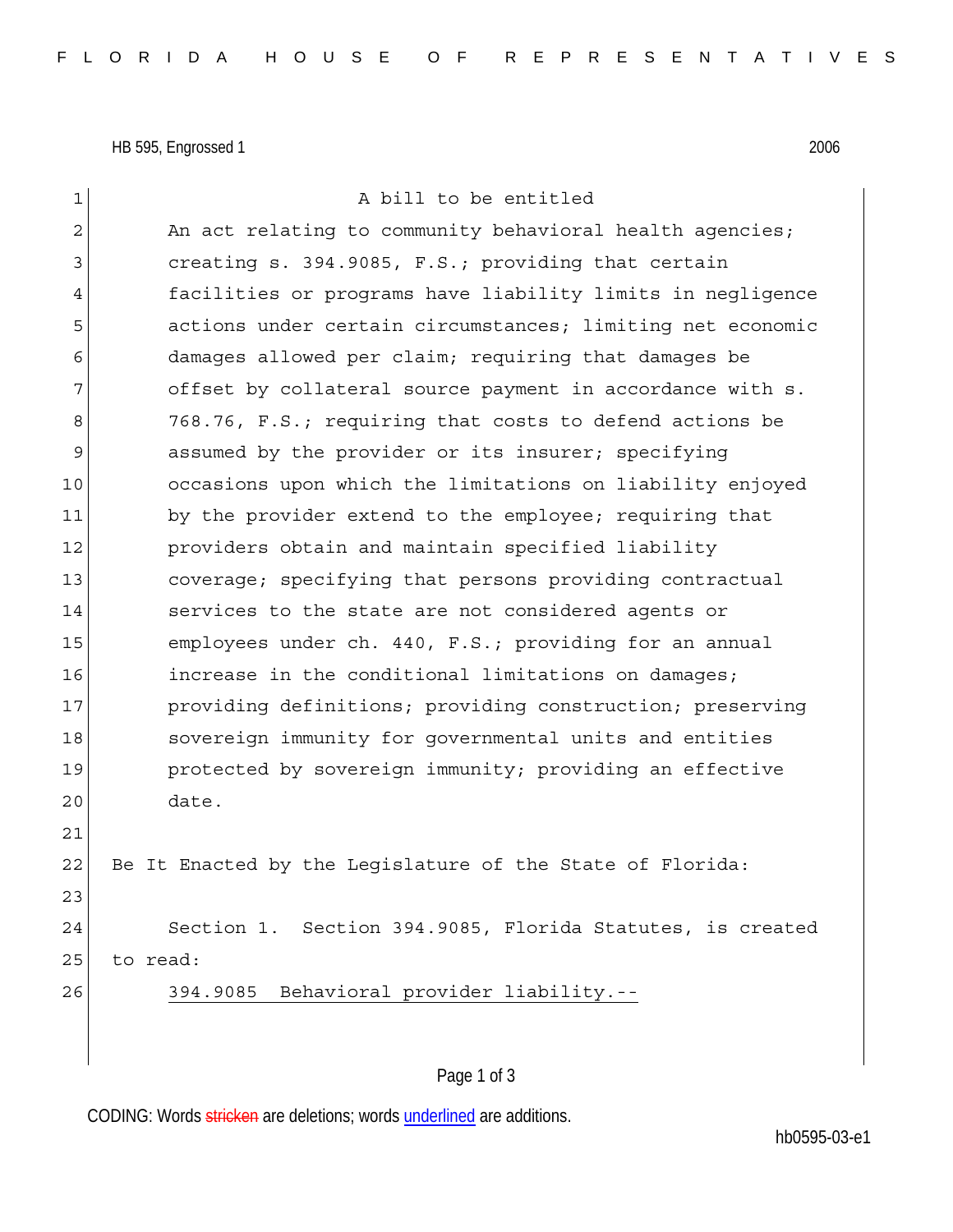HB 595, Engrossed 1 2006

A bill to be entitled

An act relating to community behavioral health agencies; creating s. 394.9085, F.S.; providing that certain facilities or programs have liability limits in negligence actions under certain circumstances; limiting net economic damages allowed per claim; requiring that damages be offset by collateral source payment in accordance with s. 768.76, F.S.; requiring that costs to defend actions be assumed by the provider or its insurer; specifying occasions upon which the limitations on liability enjoyed by the provider extend to the employee; requiring that providers obtain and maintain specified liability coverage; specifying that persons providing contractual services to the state are not considered agents or employees under ch. 440, F.S.; providing for an annual increase in the conditional limitations on damages; providing definitions; providing construction; preserving sovereign immunity for governmental units and entities protected by sovereign immunity; providing an effective date.

Be It Enacted by the Legislature of the State of Florida:

Section 1. Section 394.9085, Florida Statutes, is created to read:

394.9085 Behavioral provider liability.--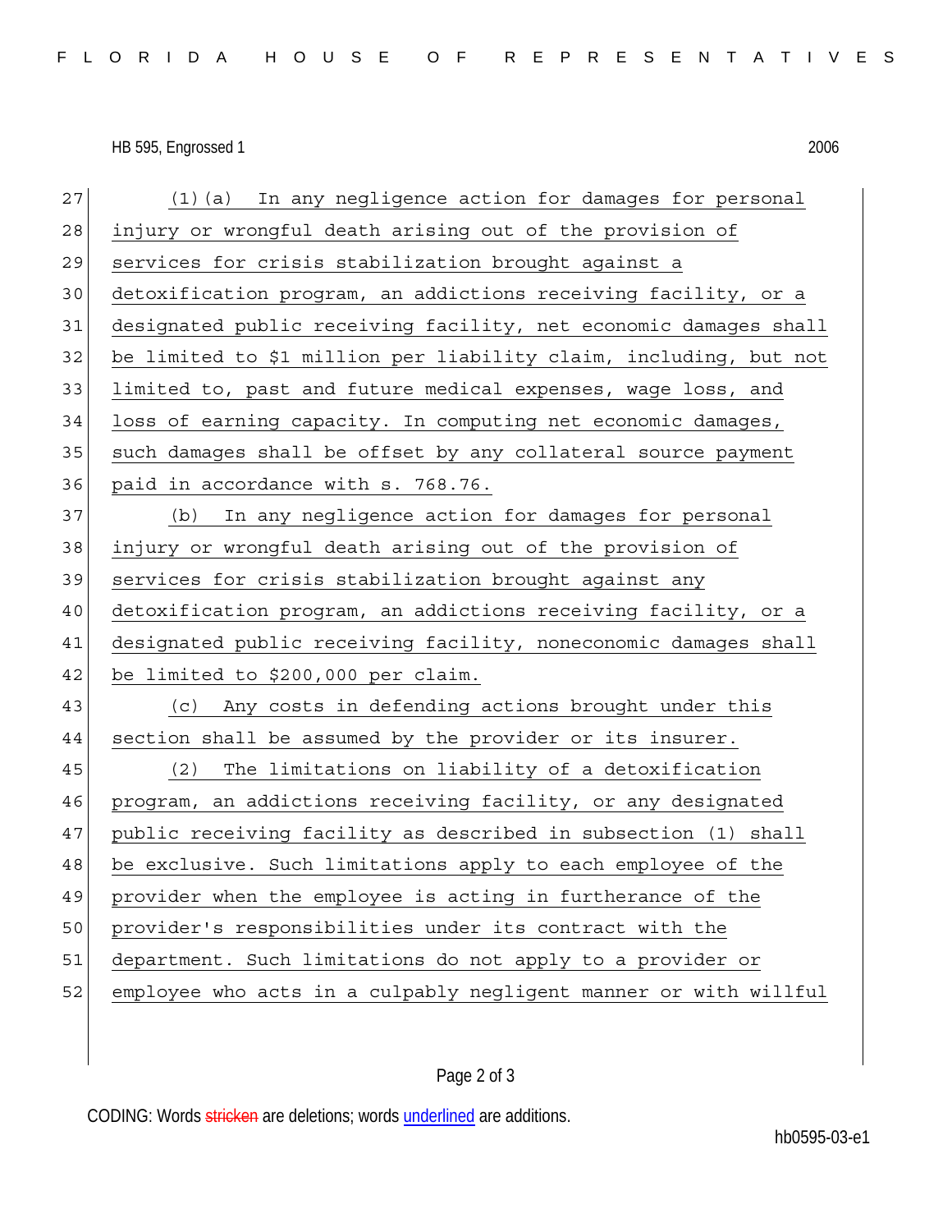(1)(a) In any negligence action for damages for personal injury or wrongful death arising out of the provision of services for crisis stabilization brought against a detoxification program, an addictions receiving facility, or a designated public receiving facility, net economic damages shall be limited to $1 million per liability claim, including, but not limited to, past and future medical expenses, wage loss, and loss of earning capacity. In computing net economic damages, such damages shall be offset by any collateral source payment paid in accordance with s. 768.76.

(b) In any negligence action for damages for personal injury or wrongful death arising out of the provision of services for crisis stabilization brought against any detoxification program, an addictions receiving facility, or a designated public receiving facility, noneconomic damages shall be limited to $200,000 per claim.

(c) Any costs in defending actions brought under this section shall be assumed by the provider or its insurer.

(2) The limitations on liability of a detoxification program, an addictions receiving facility, or any designated public receiving facility as described in subsection (1) shall be exclusive. Such limitations apply to each employee of the provider when the employee is acting in furtherance of the provider's responsibilities under its contract with the department. Such limitations do not apply to a provider or employee who acts in a culpably negligent manner or with willful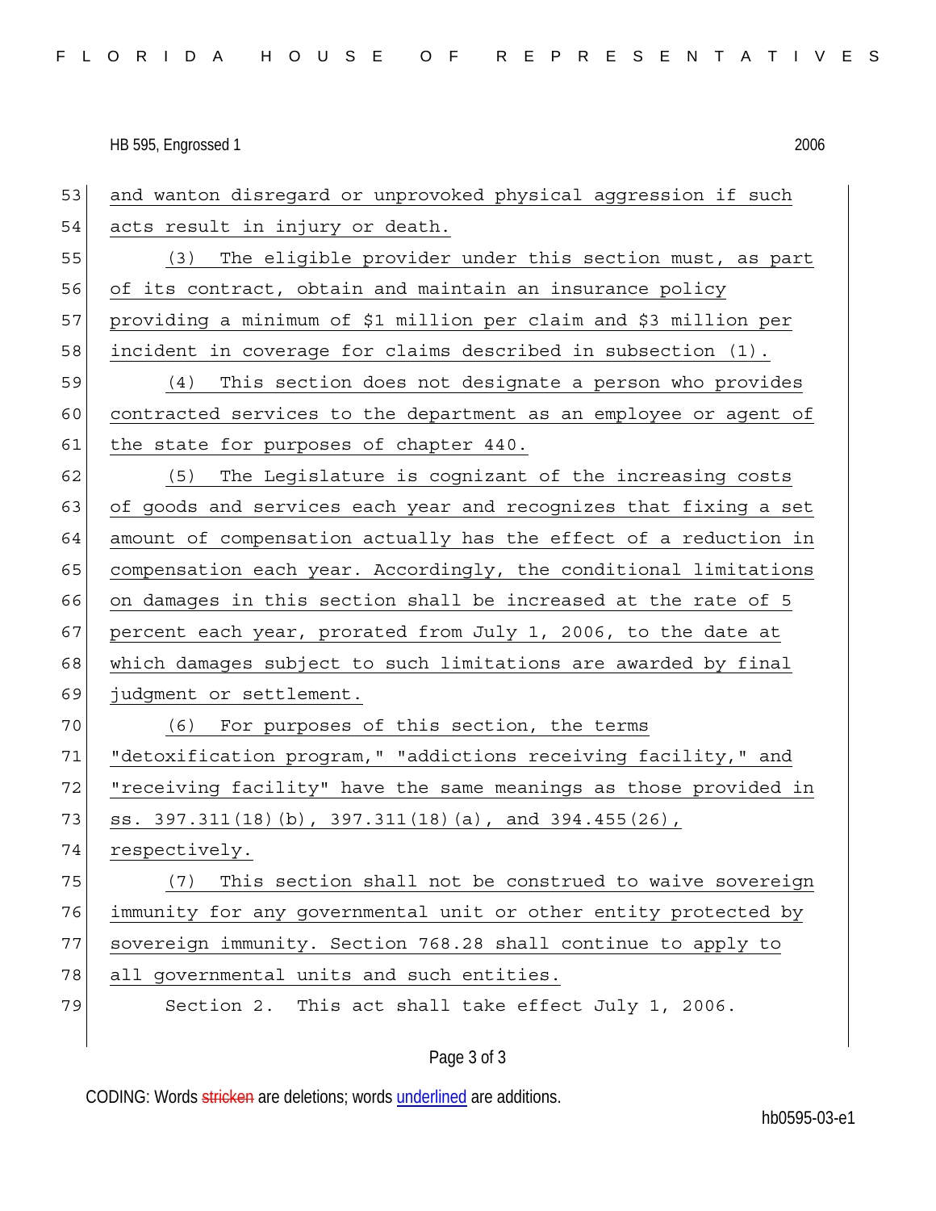and wanton disregard or unprovoked physical aggression if such acts result in injury or death.

(3) The eligible provider under this section must, as part of its contract, obtain and maintain an insurance policy providing a minimum of $1 million per claim and $3 million per incident in coverage for claims described in subsection (1).

(4) This section does not designate a person who provides contracted services to the department as an employee or agent of the state for purposes of chapter 440.

(5) The Legislature is cognizant of the increasing costs of goods and services each year and recognizes that fixing a set amount of compensation actually has the effect of a reduction in compensation each year. Accordingly, the conditional limitations on damages in this section shall be increased at the rate of 5 percent each year, prorated from July 1, 2006, to the date at which damages subject to such limitations are awarded by final judgment or settlement.

(6) For purposes of this section, the terms "detoxification program," "addictions receiving facility," and "receiving facility" have the same meanings as those provided in ss. 397.311(18)(b), 397.311(18)(a), and 394.455(26), respectively.

(7) This section shall not be construed to waive sovereign immunity for any governmental unit or other entity protected by sovereign immunity. Section 768.28 shall continue to apply to all governmental units and such entities.

Section 2. This act shall take effect July 1, 2006.